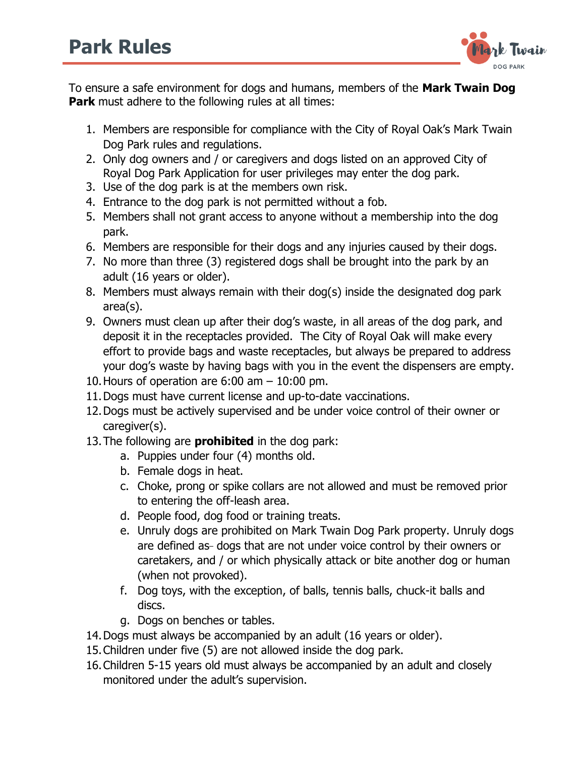# Park Rules

To ensure a safe environment for dogs and humans, members of the **Mark Twain Dog Park** must adhere to the following rules at all times:

1. Members are responsible for compliance with the City of Royal Oak's Mark Twain Dog Park rules and regulations.
2. Only dog owners and / or caregivers and dogs listed on an approved City of Royal Dog Park Application for user privileges may enter the dog park.
3. Use of the dog park is at the members own risk.
4. Entrance to the dog park is not permitted without a fob.
5. Members shall not grant access to anyone without a membership into the dog park.
6. Members are responsible for their dogs and any injuries caused by their dogs.
7. No more than three (3) registered dogs shall be brought into the park by an adult (16 years or older).
8. Members must always remain with their dog(s) inside the designated dog park area(s).
9. Owners must clean up after their dog's waste, in all areas of the dog park, and deposit it in the receptacles provided. The City of Royal Oak will make every effort to provide bags and waste receptacles, but always be prepared to address your dog's waste by having bags with you in the event the dispensers are empty.
10. Hours of operation are 6:00 am – 10:00 pm.
11. Dogs must have current license and up-to-date vaccinations.
12. Dogs must be actively supervised and be under voice control of their owner or caregiver(s).
13. The following are **prohibited** in the dog park:
    a. Puppies under four (4) months old.
    b. Female dogs in heat.
    c. Choke, prong or spike collars are not allowed and must be removed prior to entering the off-leash area.
    d. People food, dog food or training treats.
    e. Unruly dogs are prohibited on Mark Twain Dog Park property. Unruly dogs are defined as- dogs that are not under voice control by their owners or caretakers, and / or which physically attack or bite another dog or human (when not provoked).
    f. Dog toys, with the exception, of balls, tennis balls, chuck-it balls and discs.
    g. Dogs on benches or tables.
14. Dogs must always be accompanied by an adult (16 years or older).
15. Children under five (5) are not allowed inside the dog park.
16. Children 5-15 years old must always be accompanied by an adult and closely monitored under the adult's supervision.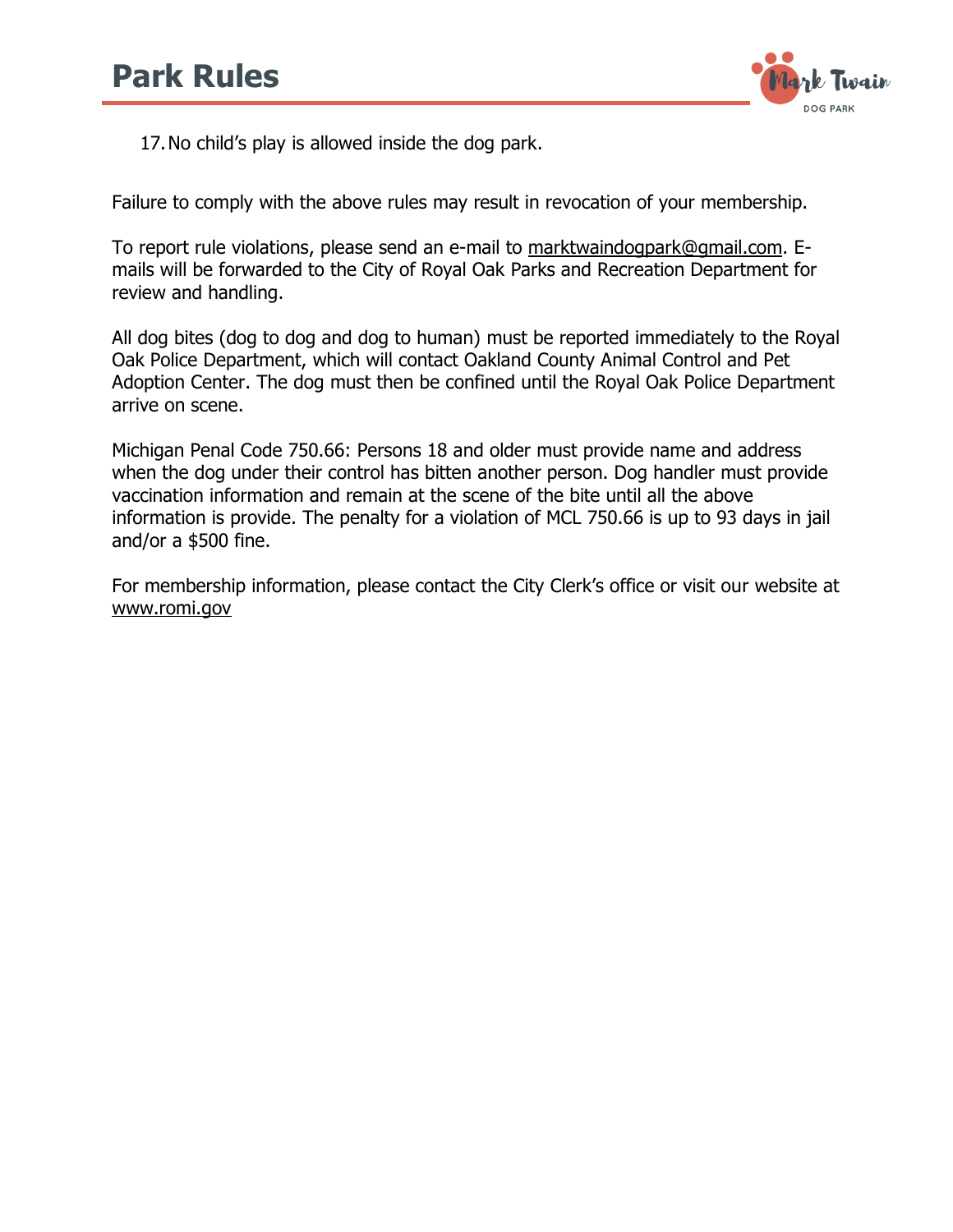17. No child's play is allowed inside the dog park.

Failure to comply with the above rules may result in revocation of your membership.

To report rule violations, please send an e-mail to marktwaindogpark@gmail.com. E-mails will be forwarded to the City of Royal Oak Parks and Recreation Department for review and handling.

All dog bites (dog to dog and dog to human) must be reported immediately to the Royal Oak Police Department, which will contact Oakland County Animal Control and Pet Adoption Center. The dog must then be confined until the Royal Oak Police Department arrive on scene.

Michigan Penal Code 750.66: Persons 18 and older must provide name and address when the dog under their control has bitten another person. Dog handler must provide vaccination information and remain at the scene of the bite until all the above information is provide. The penalty for a violation of MCL 750.66 is up to 93 days in jail and/or a $500 fine.

For membership information, please contact the City Clerk's office or visit our website at www.romi.gov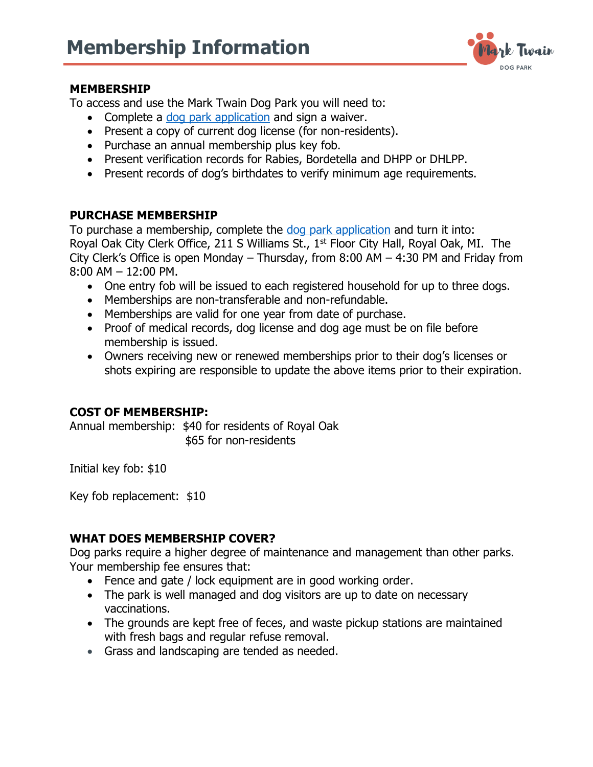# Membership Information

### MEMBERSHIP

To access and use the Mark Twain Dog Park you will need to:

- Complete a dog park application and sign a waiver.
- Present a copy of current dog license (for non-residents).
- Purchase an annual membership plus key fob.
- Present verification records for Rabies, Bordetella and DHPP or DHLPP.
- Present records of dog's birthdates to verify minimum age requirements.

### PURCHASE MEMBERSHIP

To purchase a membership, complete the dog park application and turn it into: Royal Oak City Clerk Office, 211 S Williams St., 1st Floor City Hall, Royal Oak, MI. The City Clerk's Office is open Monday – Thursday, from 8:00 AM – 4:30 PM and Friday from 8:00 AM – 12:00 PM.

- One entry fob will be issued to each registered household for up to three dogs.
- Memberships are non-transferable and non-refundable.
- Memberships are valid for one year from date of purchase.
- Proof of medical records, dog license and dog age must be on file before membership is issued.
- Owners receiving new or renewed memberships prior to their dog's licenses or shots expiring are responsible to update the above items prior to their expiration.

### COST OF MEMBERSHIP:

Annual membership: $40 for residents of Royal Oak
$65 for non-residents

Initial key fob: $10

Key fob replacement: $10

### WHAT DOES MEMBERSHIP COVER?

Dog parks require a higher degree of maintenance and management than other parks. Your membership fee ensures that:

- Fence and gate / lock equipment are in good working order.
- The park is well managed and dog visitors are up to date on necessary vaccinations.
- The grounds are kept free of feces, and waste pickup stations are maintained with fresh bags and regular refuse removal.
- Grass and landscaping are tended as needed.